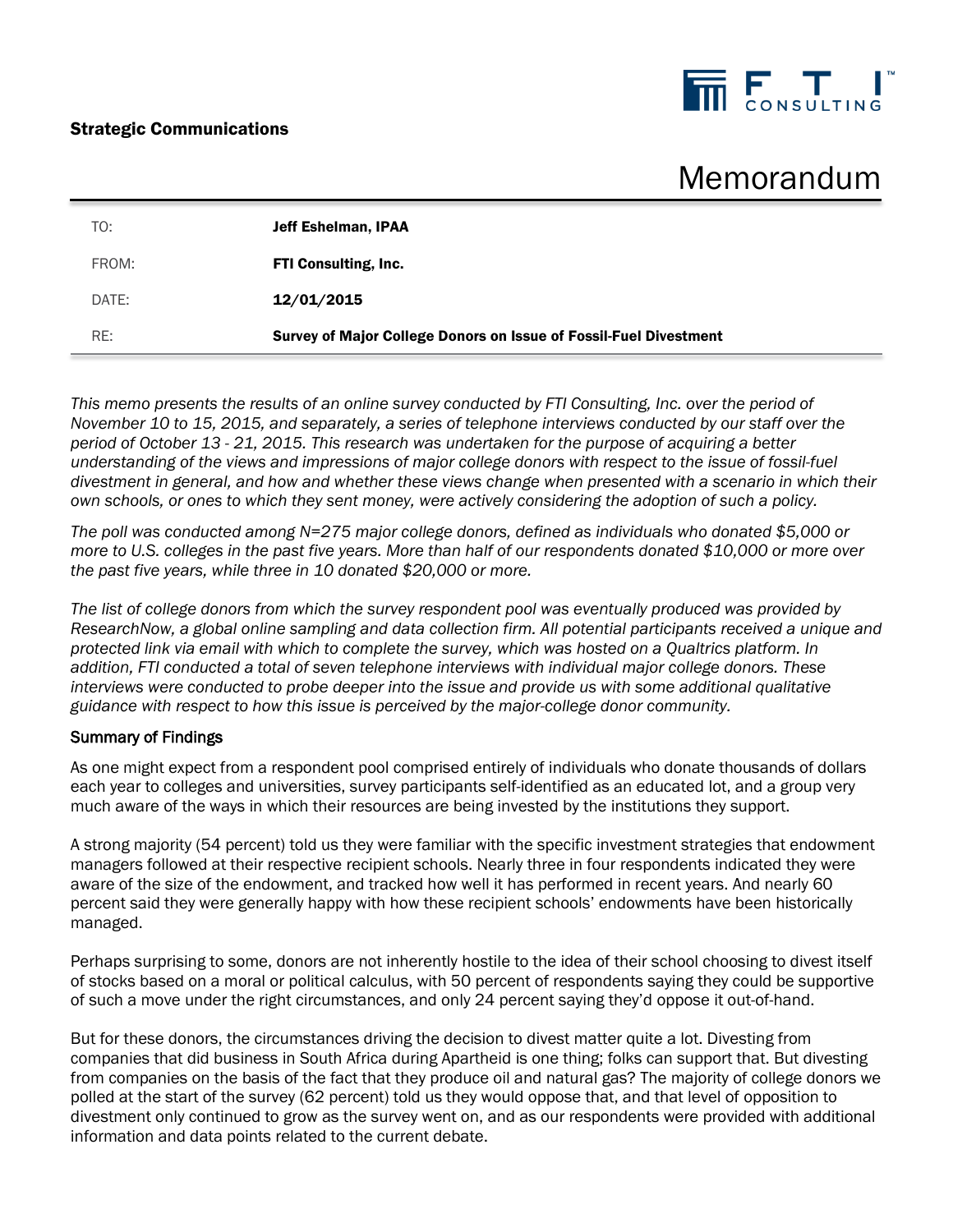**Strategic Communications**

# Memorandum

| | |
|---|---|
| TO: | **Jeff Eshelman, IPAA** |
| FROM: | **FTI Consulting, Inc.** |
| DATE: | **12/01/2015** |
| RE: | **Survey of Major College Donors on Issue of Fossil-Fuel Divestment** |

*This memo presents the results of an online survey conducted by FTI Consulting, Inc. over the period of November 10 to 15, 2015, and separately, a series of telephone interviews conducted by our staff over the period of October 13 - 21, 2015. This research was undertaken for the purpose of acquiring a better understanding of the views and impressions of major college donors with respect to the issue of fossil-fuel divestment in general, and how and whether these views change when presented with a scenario in which their own schools, or ones to which they sent money, were actively considering the adoption of such a policy.*

*The poll was conducted among N=275 major college donors, defined as individuals who donated $5,000 or more to U.S. colleges in the past five years. More than half of our respondents donated $10,000 or more over the past five years, while three in 10 donated $20,000 or more.*

*The list of college donors from which the survey respondent pool was eventually produced was provided by ResearchNow, a global online sampling and data collection firm. All potential participants received a unique and protected link via email with which to complete the survey, which was hosted on a Qualtrics platform. In addition, FTI conducted a total of seven telephone interviews with individual major college donors. These interviews were conducted to probe deeper into the issue and provide us with some additional qualitative guidance with respect to how this issue is perceived by the major-college donor community.*

## Summary of Findings

As one might expect from a respondent pool comprised entirely of individuals who donate thousands of dollars each year to colleges and universities, survey participants self-identified as an educated lot, and a group very much aware of the ways in which their resources are being invested by the institutions they support.

A strong majority (54 percent) told us they were familiar with the specific investment strategies that endowment managers followed at their respective recipient schools. Nearly three in four respondents indicated they were aware of the size of the endowment, and tracked how well it has performed in recent years. And nearly 60 percent said they were generally happy with how these recipient schools' endowments have been historically managed.

Perhaps surprising to some, donors are not inherently hostile to the idea of their school choosing to divest itself of stocks based on a moral or political calculus, with 50 percent of respondents saying they could be supportive of such a move under the right circumstances, and only 24 percent saying they'd oppose it out-of-hand.

But for these donors, the circumstances driving the decision to divest matter quite a lot. Divesting from companies that did business in South Africa during Apartheid is one thing; folks can support that. But divesting from companies on the basis of the fact that they produce oil and natural gas? The majority of college donors we polled at the start of the survey (62 percent) told us they would oppose that, and that level of opposition to divestment only continued to grow as the survey went on, and as our respondents were provided with additional information and data points related to the current debate.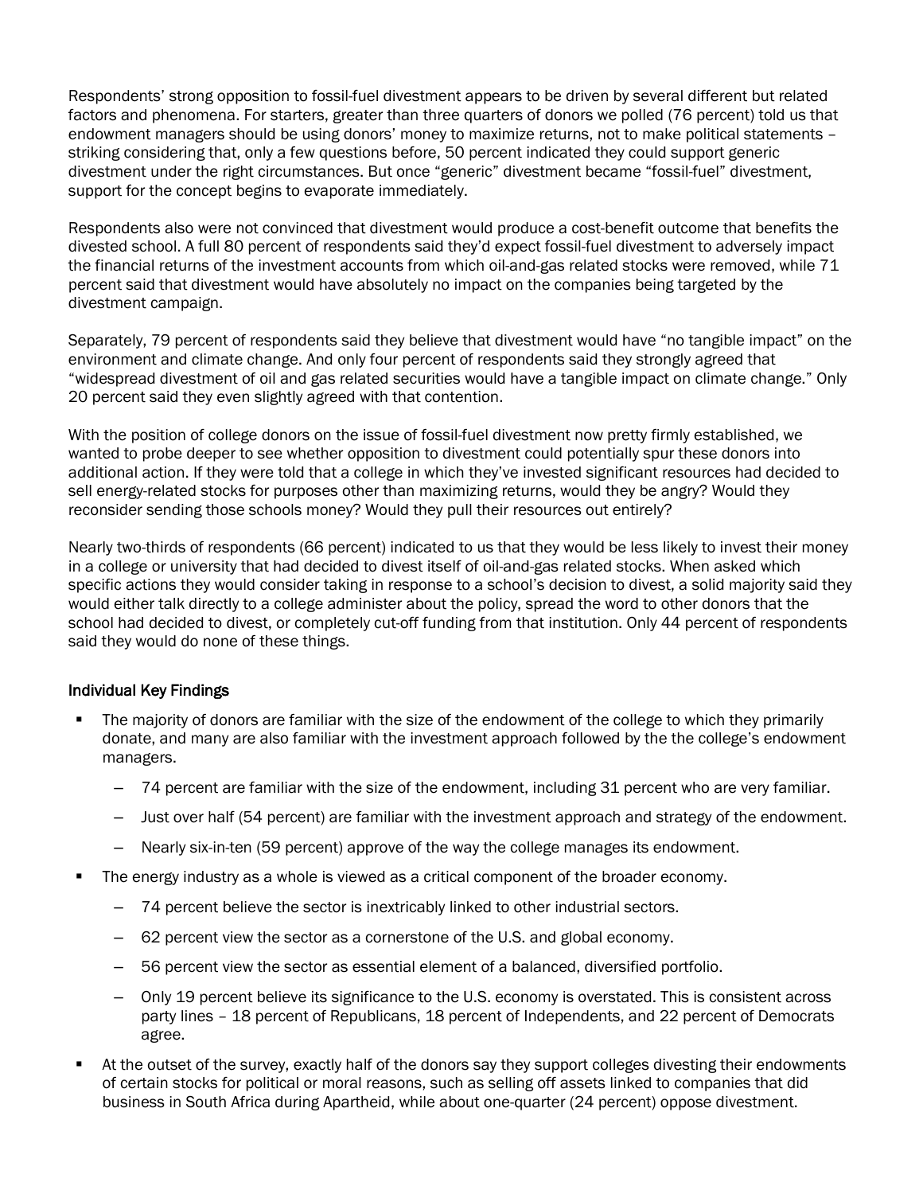Respondents' strong opposition to fossil-fuel divestment appears to be driven by several different but related factors and phenomena. For starters, greater than three quarters of donors we polled (76 percent) told us that endowment managers should be using donors' money to maximize returns, not to make political statements – striking considering that, only a few questions before, 50 percent indicated they could support generic divestment under the right circumstances. But once "generic" divestment became "fossil-fuel" divestment, support for the concept begins to evaporate immediately.

Respondents also were not convinced that divestment would produce a cost-benefit outcome that benefits the divested school. A full 80 percent of respondents said they'd expect fossil-fuel divestment to adversely impact the financial returns of the investment accounts from which oil-and-gas related stocks were removed, while 71 percent said that divestment would have absolutely no impact on the companies being targeted by the divestment campaign.

Separately, 79 percent of respondents said they believe that divestment would have "no tangible impact" on the environment and climate change. And only four percent of respondents said they strongly agreed that "widespread divestment of oil and gas related securities would have a tangible impact on climate change." Only 20 percent said they even slightly agreed with that contention.

With the position of college donors on the issue of fossil-fuel divestment now pretty firmly established, we wanted to probe deeper to see whether opposition to divestment could potentially spur these donors into additional action. If they were told that a college in which they've invested significant resources had decided to sell energy-related stocks for purposes other than maximizing returns, would they be angry? Would they reconsider sending those schools money? Would they pull their resources out entirely?

Nearly two-thirds of respondents (66 percent) indicated to us that they would be less likely to invest their money in a college or university that had decided to divest itself of oil-and-gas related stocks. When asked which specific actions they would consider taking in response to a school's decision to divest, a solid majority said they would either talk directly to a college administer about the policy, spread the word to other donors that the school had decided to divest, or completely cut-off funding from that institution. Only 44 percent of respondents said they would do none of these things.

### Individual Key Findings

- The majority of donors are familiar with the size of the endowment of the college to which they primarily donate, and many are also familiar with the investment approach followed by the the college's endowment managers.
  - 74 percent are familiar with the size of the endowment, including 31 percent who are very familiar.
  - Just over half (54 percent) are familiar with the investment approach and strategy of the endowment.
  - Nearly six-in-ten (59 percent) approve of the way the college manages its endowment.
- The energy industry as a whole is viewed as a critical component of the broader economy.
  - 74 percent believe the sector is inextricably linked to other industrial sectors.
  - 62 percent view the sector as a cornerstone of the U.S. and global economy.
  - 56 percent view the sector as essential element of a balanced, diversified portfolio.
  - Only 19 percent believe its significance to the U.S. economy is overstated. This is consistent across party lines – 18 percent of Republicans, 18 percent of Independents, and 22 percent of Democrats agree.
- At the outset of the survey, exactly half of the donors say they support colleges divesting their endowments of certain stocks for political or moral reasons, such as selling off assets linked to companies that did business in South Africa during Apartheid, while about one-quarter (24 percent) oppose divestment.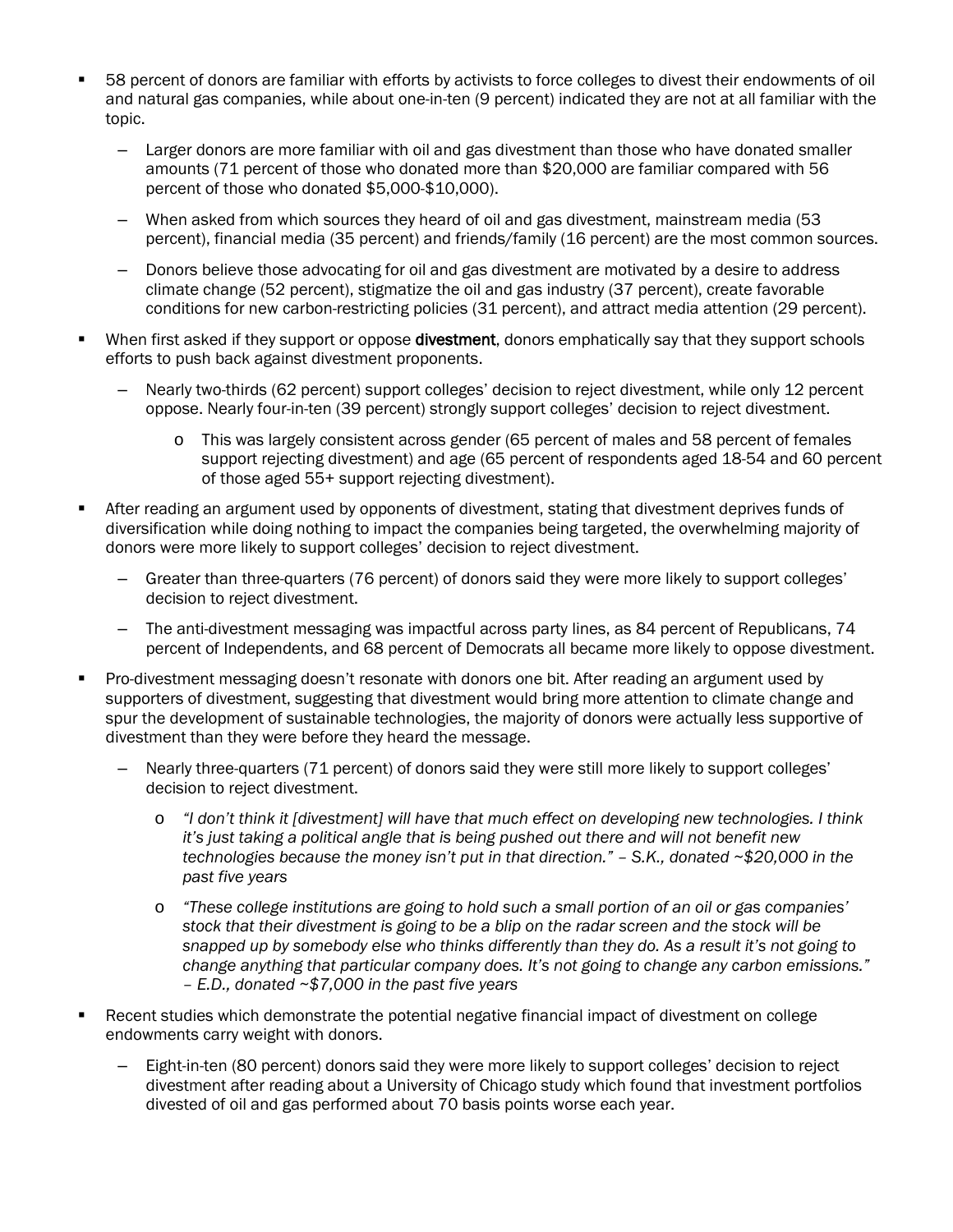- 58 percent of donors are familiar with efforts by activists to force colleges to divest their endowments of oil and natural gas companies, while about one-in-ten (9 percent) indicated they are not at all familiar with the topic.
  - Larger donors are more familiar with oil and gas divestment than those who have donated smaller amounts (71 percent of those who donated more than $20,000 are familiar compared with 56 percent of those who donated $5,000-$10,000).
  - When asked from which sources they heard of oil and gas divestment, mainstream media (53 percent), financial media (35 percent) and friends/family (16 percent) are the most common sources.
  - Donors believe those advocating for oil and gas divestment are motivated by a desire to address climate change (52 percent), stigmatize the oil and gas industry (37 percent), create favorable conditions for new carbon-restricting policies (31 percent), and attract media attention (29 percent).
- When first asked if they support or oppose **divestment**, donors emphatically say that they support schools efforts to push back against divestment proponents.
  - Nearly two-thirds (62 percent) support colleges' decision to reject divestment, while only 12 percent oppose. Nearly four-in-ten (39 percent) strongly support colleges' decision to reject divestment.
    - This was largely consistent across gender (65 percent of males and 58 percent of females support rejecting divestment) and age (65 percent of respondents aged 18-54 and 60 percent of those aged 55+ support rejecting divestment).
- After reading an argument used by opponents of divestment, stating that divestment deprives funds of diversification while doing nothing to impact the companies being targeted, the overwhelming majority of donors were more likely to support colleges' decision to reject divestment.
  - Greater than three-quarters (76 percent) of donors said they were more likely to support colleges' decision to reject divestment.
  - The anti-divestment messaging was impactful across party lines, as 84 percent of Republicans, 74 percent of Independents, and 68 percent of Democrats all became more likely to oppose divestment.
- Pro-divestment messaging doesn't resonate with donors one bit. After reading an argument used by supporters of divestment, suggesting that divestment would bring more attention to climate change and spur the development of sustainable technologies, the majority of donors were actually less supportive of divestment than they were before they heard the message.
  - Nearly three-quarters (71 percent) of donors said they were still more likely to support colleges' decision to reject divestment.
    - *"I don't think it [divestment] will have that much effect on developing new technologies. I think it's just taking a political angle that is being pushed out there and will not benefit new technologies because the money isn't put in that direction." – S.K., donated ~$20,000 in the past five years*
    - *"These college institutions are going to hold such a small portion of an oil or gas companies' stock that their divestment is going to be a blip on the radar screen and the stock will be snapped up by somebody else who thinks differently than they do. As a result it's not going to change anything that particular company does. It's not going to change any carbon emissions." – E.D., donated ~$7,000 in the past five years*
- Recent studies which demonstrate the potential negative financial impact of divestment on college endowments carry weight with donors.
  - Eight-in-ten (80 percent) donors said they were more likely to support colleges' decision to reject divestment after reading about a University of Chicago study which found that investment portfolios divested of oil and gas performed about 70 basis points worse each year.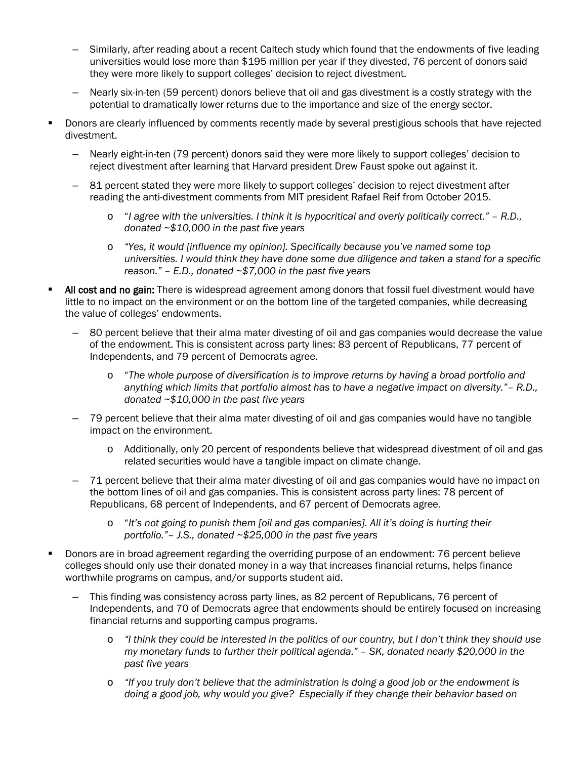- Similarly, after reading about a recent Caltech study which found that the endowments of five leading universities would lose more than $195 million per year if they divested, 76 percent of donors said they were more likely to support colleges' decision to reject divestment.
  - Nearly six-in-ten (59 percent) donors believe that oil and gas divestment is a costly strategy with the potential to dramatically lower returns due to the importance and size of the energy sector.

- Donors are clearly influenced by comments recently made by several prestigious schools that have rejected divestment.
  - Nearly eight-in-ten (79 percent) donors said they were more likely to support colleges' decision to reject divestment after learning that Harvard president Drew Faust spoke out against it.
  - 81 percent stated they were more likely to support colleges' decision to reject divestment after reading the anti-divestment comments from MIT president Rafael Reif from October 2015.
    - "*I agree with the universities. I think it is hypocritical and overly politically correct." – R.D., donated ~$10,000 in the past five years*
    - *"Yes, it would [influence my opinion]. Specifically because you've named some top universities. I would think they have done some due diligence and taken a stand for a specific reason." – E.D., donated ~$7,000 in the past five years*

- **All cost and no gain:** There is widespread agreement among donors that fossil fuel divestment would have little to no impact on the environment or on the bottom line of the targeted companies, while decreasing the value of colleges' endowments.
  - 80 percent believe that their alma mater divesting of oil and gas companies would decrease the value of the endowment. This is consistent across party lines: 83 percent of Republicans, 77 percent of Independents, and 79 percent of Democrats agree.
    - "*The whole purpose of diversification is to improve returns by having a broad portfolio and anything which limits that portfolio almost has to have a negative impact on diversity."– R.D., donated ~$10,000 in the past five years*
  - 79 percent believe that their alma mater divesting of oil and gas companies would have no tangible impact on the environment.
    - Additionally, only 20 percent of respondents believe that widespread divestment of oil and gas related securities would have a tangible impact on climate change.
  - 71 percent believe that their alma mater divesting of oil and gas companies would have no impact on the bottom lines of oil and gas companies. This is consistent across party lines: 78 percent of Republicans, 68 percent of Independents, and 67 percent of Democrats agree.
    - "*It's not going to punish them [oil and gas companies]. All it's doing is hurting their portfolio."– J.S., donated ~$25,000 in the past five years*

- Donors are in broad agreement regarding the overriding purpose of an endowment: 76 percent believe colleges should only use their donated money in a way that increases financial returns, helps finance worthwhile programs on campus, and/or supports student aid.
  - This finding was consistency across party lines, as 82 percent of Republicans, 76 percent of Independents, and 70 of Democrats agree that endowments should be entirely focused on increasing financial returns and supporting campus programs.
    - *"I think they could be interested in the politics of our country, but I don't think they should use my monetary funds to further their political agenda." – SK, donated nearly $20,000 in the past five years*
    - *"If you truly don't believe that the administration is doing a good job or the endowment is doing a good job, why would you give? Especially if they change their behavior based on*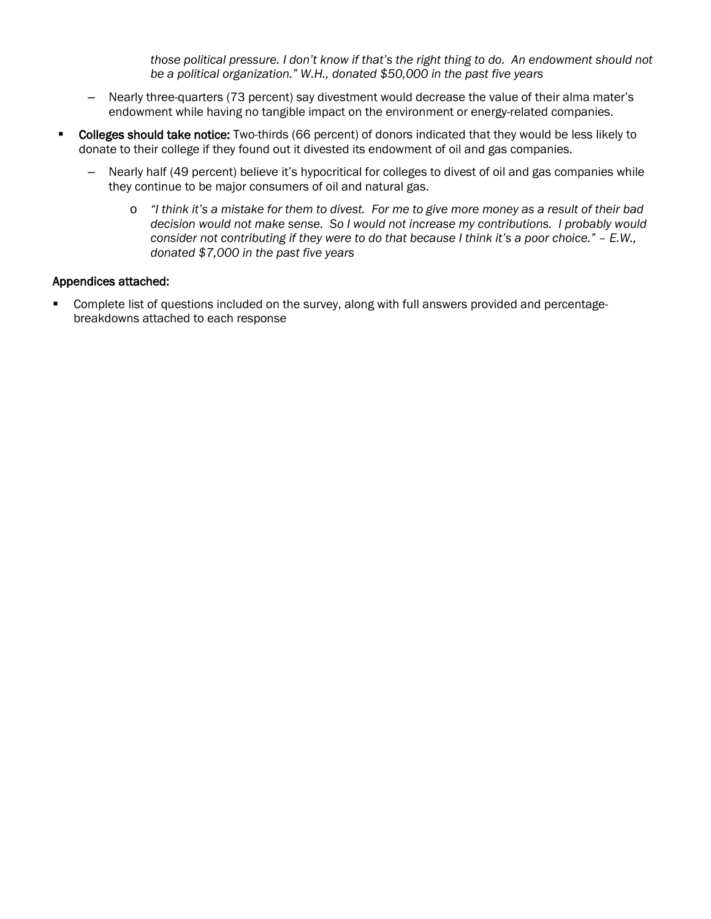*those political pressure. I don't know if that's the right thing to do. An endowment should not be a political organization." W.H., donated $50,000 in the past five years*

- Nearly three-quarters (73 percent) say divestment would decrease the value of their alma mater's endowment while having no tangible impact on the environment or energy-related companies.

- **Colleges should take notice:** Two-thirds (66 percent) of donors indicated that they would be less likely to donate to their college if they found out it divested its endowment of oil and gas companies.
  - Nearly half (49 percent) believe it's hypocritical for colleges to divest of oil and gas companies while they continue to be major consumers of oil and natural gas.
    - *"I think it's a mistake for them to divest. For me to give more money as a result of their bad decision would not make sense. So I would not increase my contributions. I probably would consider not contributing if they were to do that because I think it's a poor choice." – E.W., donated $7,000 in the past five years*

**Appendices attached:**

- Complete list of questions included on the survey, along with full answers provided and percentage-breakdowns attached to each response